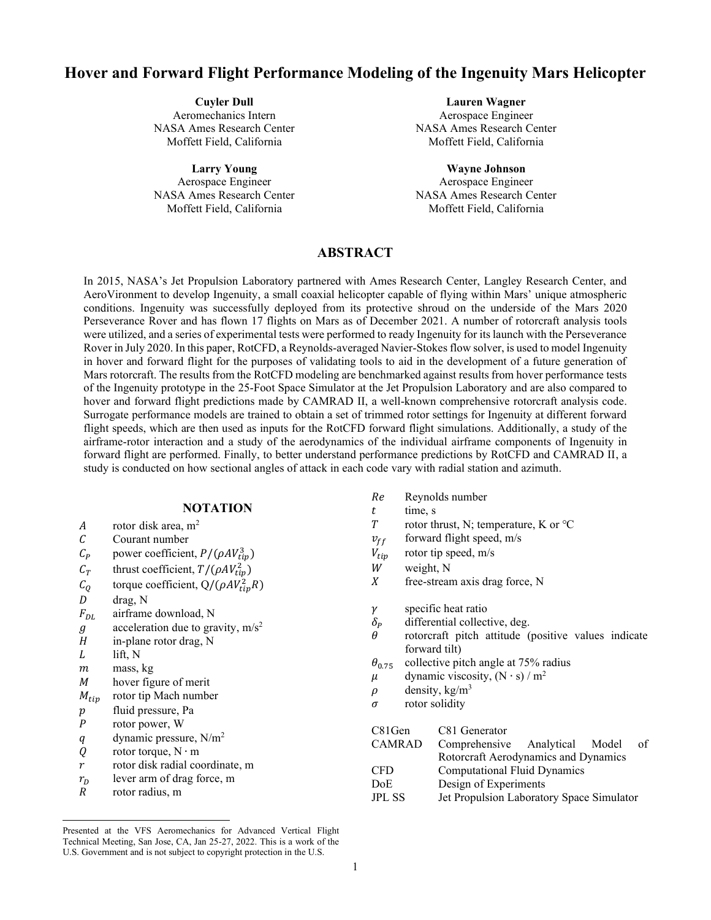# Hover and Forward Flight Performance Modeling of the Ingenuity Mars Helicopter

**Cuyler Dull**
Aeromechanics Intern
NASA Ames Research Center
Moffett Field, California

**Lauren Wagner**
Aerospace Engineer
NASA Ames Research Center
Moffett Field, California

**Larry Young**
Aerospace Engineer
NASA Ames Research Center
Moffett Field, California

**Wayne Johnson**
Aerospace Engineer
NASA Ames Research Center
Moffett Field, California

## ABSTRACT

In 2015, NASA's Jet Propulsion Laboratory partnered with Ames Research Center, Langley Research Center, and AeroVironment to develop Ingenuity, a small coaxial helicopter capable of flying within Mars' unique atmospheric conditions. Ingenuity was successfully deployed from its protective shroud on the underside of the Mars 2020 Perseverance Rover and has flown 17 flights on Mars as of December 2021. A number of rotorcraft analysis tools were utilized, and a series of experimental tests were performed to ready Ingenuity for its launch with the Perseverance Rover in July 2020. In this paper, RotCFD, a Reynolds-averaged Navier-Stokes flow solver, is used to model Ingenuity in hover and forward flight for the purposes of validating tools to aid in the development of a future generation of Mars rotorcraft. The results from the RotCFD modeling are benchmarked against results from hover performance tests of the Ingenuity prototype in the 25-Foot Space Simulator at the Jet Propulsion Laboratory and are also compared to hover and forward flight predictions made by CAMRAD II, a well-known comprehensive rotorcraft analysis code. Surrogate performance models are trained to obtain a set of trimmed rotor settings for Ingenuity at different forward flight speeds, which are then used as inputs for the RotCFD forward flight simulations. Additionally, a study of the airframe-rotor interaction and a study of the aerodynamics of the individual airframe components of Ingenuity in forward flight are performed. Finally, to better understand performance predictions by RotCFD and CAMRAD II, a study is conducted on how sectional angles of attack in each code vary with radial station and azimuth.

## NOTATION

| | |
|---|---|
| $A$ | rotor disk area, m$^2$ |
| $C$ | Courant number |
| $C_P$ | power coefficient, $P/(\rho A V_{tip}^3)$ |
| $C_T$ | thrust coefficient, $T/(\rho A V_{tip}^2)$ |
| $C_Q$ | torque coefficient, $Q/(\rho A V_{tip}^2 R)$ |
| $D$ | drag, N |
| $F_{DL}$ | airframe download, N |
| $g$ | acceleration due to gravity, m/s$^2$ |
| $H$ | in-plane rotor drag, N |
| $L$ | lift, N |
| $m$ | mass, kg |
| $M$ | hover figure of merit |
| $M_{tip}$ | rotor tip Mach number |
| $p$ | fluid pressure, Pa |
| $P$ | rotor power, W |
| $q$ | dynamic pressure, N/m$^2$ |
| $Q$ | rotor torque, N · m |
| $r$ | rotor disk radial coordinate, m |
| $r_D$ | lever arm of drag force, m |
| $R$ | rotor radius, m |
| $Re$ | Reynolds number |
| $t$ | time, s |
| $T$ | rotor thrust, N; temperature, K or ℃ |
| $v_{ff}$ | forward flight speed, m/s |
| $V_{tip}$ | rotor tip speed, m/s |
| $W$ | weight, N |
| $X$ | free-stream axis drag force, N |
| $\gamma$ | specific heat ratio |
| $\delta_P$ | differential collective, deg. |
| $\theta$ | rotorcraft pitch attitude (positive values indicate forward tilt) |
| $\theta_{0.75}$ | collective pitch angle at 75% radius |
| $\mu$ | dynamic viscosity, (N · s) / m$^2$ |
| $\rho$ | density, kg/m$^3$ |
| $\sigma$ | rotor solidity |
| C81Gen | C81 Generator |
| CAMRAD | Comprehensive Analytical Model of Rotorcraft Aerodynamics and Dynamics |
| CFD | Computational Fluid Dynamics |
| DoE | Design of Experiments |
| JPL SS | Jet Propulsion Laboratory Space Simulator |

Presented at the VFS Aeromechanics for Advanced Vertical Flight Technical Meeting, San Jose, CA, Jan 25-27, 2022. This is a work of the U.S. Government and is not subject to copyright protection in the U.S.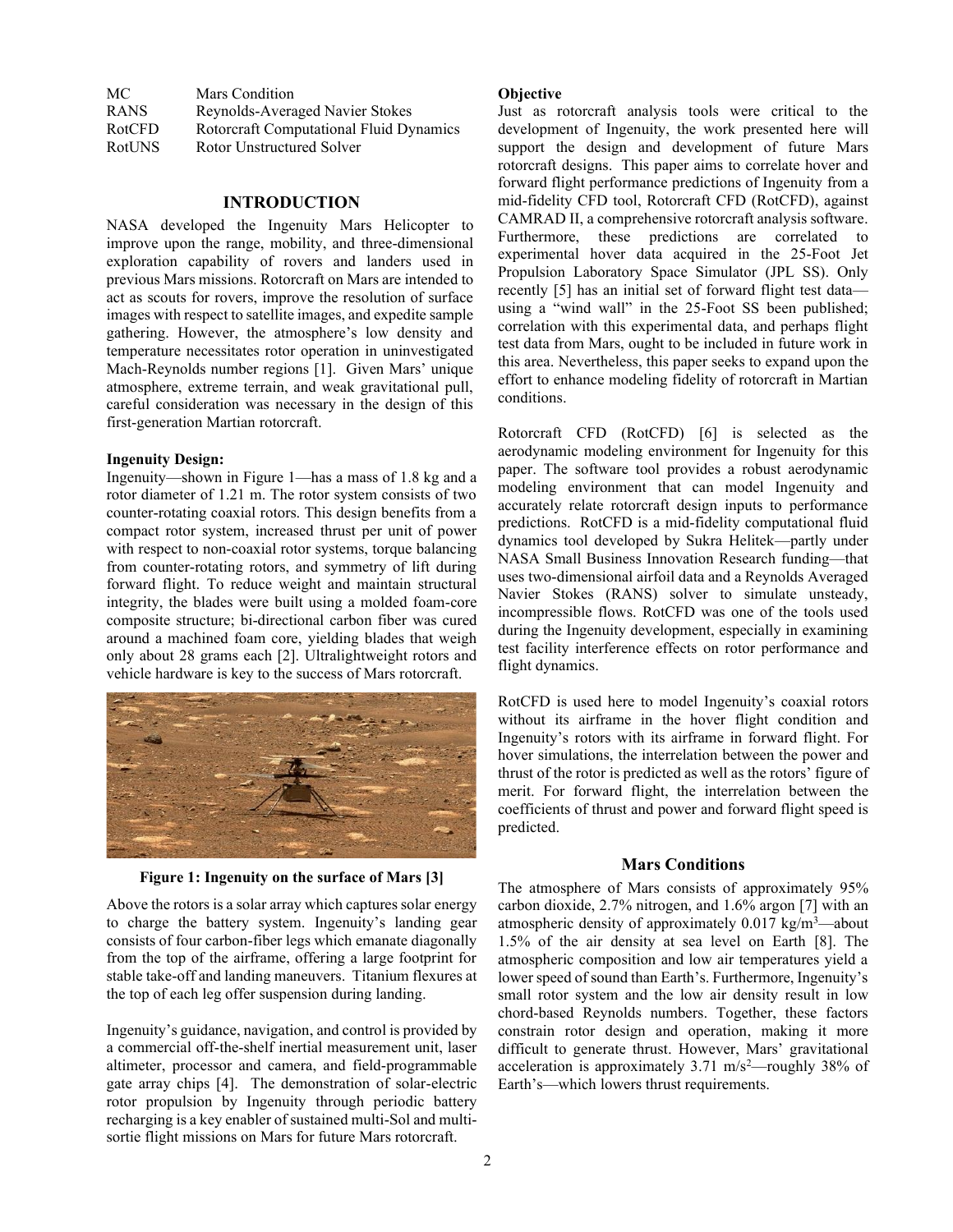| | |
|---|---|
| MC | Mars Condition |
| RANS | Reynolds-Averaged Navier Stokes |
| RotCFD | Rotorcraft Computational Fluid Dynamics |
| RotUNS | Rotor Unstructured Solver |

## INTRODUCTION

NASA developed the Ingenuity Mars Helicopter to improve upon the range, mobility, and three-dimensional exploration capability of rovers and landers used in previous Mars missions. Rotorcraft on Mars are intended to act as scouts for rovers, improve the resolution of surface images with respect to satellite images, and expedite sample gathering. However, the atmosphere's low density and temperature necessitates rotor operation in uninvestigated Mach-Reynolds number regions [1]. Given Mars' unique atmosphere, extreme terrain, and weak gravitational pull, careful consideration was necessary in the design of this first-generation Martian rotorcraft.

**Ingenuity Design:**

Ingenuity—shown in Figure 1—has a mass of 1.8 kg and a rotor diameter of 1.21 m. The rotor system consists of two counter-rotating coaxial rotors. This design benefits from a compact rotor system, increased thrust per unit of power with respect to non-coaxial rotor systems, torque balancing from counter-rotating rotors, and symmetry of lift during forward flight. To reduce weight and maintain structural integrity, the blades were built using a molded foam-core composite structure; bi-directional carbon fiber was cured around a machined foam core, yielding blades that weigh only about 28 grams each [2]. Ultralightweight rotors and vehicle hardware is key to the success of Mars rotorcraft.

**Figure 1: Ingenuity on the surface of Mars [3]**

Above the rotors is a solar array which captures solar energy to charge the battery system. Ingenuity's landing gear consists of four carbon-fiber legs which emanate diagonally from the top of the airframe, offering a large footprint for stable take-off and landing maneuvers. Titanium flexures at the top of each leg offer suspension during landing.

Ingenuity's guidance, navigation, and control is provided by a commercial off-the-shelf inertial measurement unit, laser altimeter, processor and camera, and field-programmable gate array chips [4]. The demonstration of solar-electric rotor propulsion by Ingenuity through periodic battery recharging is a key enabler of sustained multi-Sol and multi-sortie flight missions on Mars for future Mars rotorcraft.

**Objective**

Just as rotorcraft analysis tools were critical to the development of Ingenuity, the work presented here will support the design and development of future Mars rotorcraft designs. This paper aims to correlate hover and forward flight performance predictions of Ingenuity from a mid-fidelity CFD tool, Rotorcraft CFD (RotCFD), against CAMRAD II, a comprehensive rotorcraft analysis software. Furthermore, these predictions are correlated to experimental hover data acquired in the 25-Foot Jet Propulsion Laboratory Space Simulator (JPL SS). Only recently [5] has an initial set of forward flight test data—using a "wind wall" in the 25-Foot SS been published; correlation with this experimental data, and perhaps flight test data from Mars, ought to be included in future work in this area. Nevertheless, this paper seeks to expand upon the effort to enhance modeling fidelity of rotorcraft in Martian conditions.

Rotorcraft CFD (RotCFD) [6] is selected as the aerodynamic modeling environment for Ingenuity for this paper. The software tool provides a robust aerodynamic modeling environment that can model Ingenuity and accurately relate rotorcraft design inputs to performance predictions. RotCFD is a mid-fidelity computational fluid dynamics tool developed by Sukra Helitek—partly under NASA Small Business Innovation Research funding—that uses two-dimensional airfoil data and a Reynolds Averaged Navier Stokes (RANS) solver to simulate unsteady, incompressible flows. RotCFD was one of the tools used during the Ingenuity development, especially in examining test facility interference effects on rotor performance and flight dynamics.

RotCFD is used here to model Ingenuity's coaxial rotors without its airframe in the hover flight condition and Ingenuity's rotors with its airframe in forward flight. For hover simulations, the interrelation between the power and thrust of the rotor is predicted as well as the rotors' figure of merit. For forward flight, the interrelation between the coefficients of thrust and power and forward flight speed is predicted.

## Mars Conditions

The atmosphere of Mars consists of approximately 95% carbon dioxide, 2.7% nitrogen, and 1.6% argon [7] with an atmospheric density of approximately 0.017 kg/m$^3$—about 1.5% of the air density at sea level on Earth [8]. The atmospheric composition and low air temperatures yield a lower speed of sound than Earth's. Furthermore, Ingenuity's small rotor system and the low air density result in low chord-based Reynolds numbers. Together, these factors constrain rotor design and operation, making it more difficult to generate thrust. However, Mars' gravitational acceleration is approximately 3.71 m/s$^2$—roughly 38% of Earth's—which lowers thrust requirements.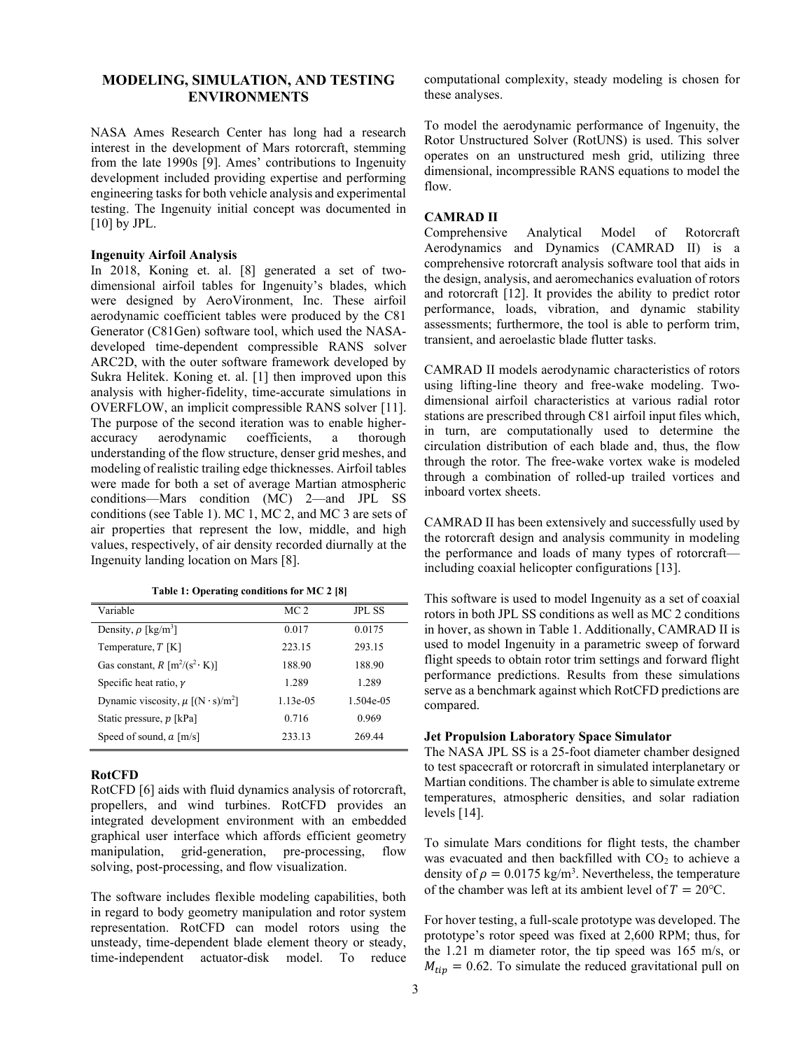## MODELING, SIMULATION, AND TESTING ENVIRONMENTS

NASA Ames Research Center has long had a research interest in the development of Mars rotorcraft, stemming from the late 1990s [9]. Ames' contributions to Ingenuity development included providing expertise and performing engineering tasks for both vehicle analysis and experimental testing. The Ingenuity initial concept was documented in [10] by JPL.

### Ingenuity Airfoil Analysis

In 2018, Koning et. al. [8] generated a set of two-dimensional airfoil tables for Ingenuity's blades, which were designed by AeroVironment, Inc. These airfoil aerodynamic coefficient tables were produced by the C81 Generator (C81Gen) software tool, which used the NASA-developed time-dependent compressible RANS solver ARC2D, with the outer software framework developed by Sukra Helitek. Koning et. al. [1] then improved upon this analysis with higher-fidelity, time-accurate simulations in OVERFLOW, an implicit compressible RANS solver [11]. The purpose of the second iteration was to enable higher-accuracy aerodynamic coefficients, a thorough understanding of the flow structure, denser grid meshes, and modeling of realistic trailing edge thicknesses. Airfoil tables were made for both a set of average Martian atmospheric conditions—Mars condition (MC) 2—and JPL SS conditions (see Table 1). MC 1, MC 2, and MC 3 are sets of air properties that represent the low, middle, and high values, respectively, of air density recorded diurnally at the Ingenuity landing location on Mars [8].

**Table 1: Operating conditions for MC 2 [8]**

| Variable | MC 2 | JPL SS |
|---|---|---|
| Density, $\rho$ [kg/m$^3$] | 0.017 | 0.0175 |
| Temperature, $T$ [K] | 223.15 | 293.15 |
| Gas constant, $R$ [m$^2$/(s$^2\cdot$ K)] | 188.90 | 188.90 |
| Specific heat ratio, $\gamma$ | 1.289 | 1.289 |
| Dynamic viscosity, $\mu$ [(N $\cdot$ s)/m$^2$] | 1.13e-05 | 1.504e-05 |
| Static pressure, $p$ [kPa] | 0.716 | 0.969 |
| Speed of sound, $a$ [m/s] | 233.13 | 269.44 |

### RotCFD

RotCFD [6] aids with fluid dynamics analysis of rotorcraft, propellers, and wind turbines. RotCFD provides an integrated development environment with an embedded graphical user interface which affords efficient geometry manipulation, grid-generation, pre-processing, flow solving, post-processing, and flow visualization.

The software includes flexible modeling capabilities, both in regard to body geometry manipulation and rotor system representation. RotCFD can model rotors using the unsteady, time-dependent blade element theory or steady, time-independent actuator-disk model. To reduce computational complexity, steady modeling is chosen for these analyses.

To model the aerodynamic performance of Ingenuity, the Rotor Unstructured Solver (RotUNS) is used. This solver operates on an unstructured mesh grid, utilizing three dimensional, incompressible RANS equations to model the flow.

### CAMRAD II

Comprehensive Analytical Model of Rotorcraft Aerodynamics and Dynamics (CAMRAD II) is a comprehensive rotorcraft analysis software tool that aids in the design, analysis, and aeromechanics evaluation of rotors and rotorcraft [12]. It provides the ability to predict rotor performance, loads, vibration, and dynamic stability assessments; furthermore, the tool is able to perform trim, transient, and aeroelastic blade flutter tasks.

CAMRAD II models aerodynamic characteristics of rotors using lifting-line theory and free-wake modeling. Two-dimensional airfoil characteristics at various radial rotor stations are prescribed through C81 airfoil input files which, in turn, are computationally used to determine the circulation distribution of each blade and, thus, the flow through the rotor. The free-wake vortex wake is modeled through a combination of rolled-up trailed vortices and inboard vortex sheets.

CAMRAD II has been extensively and successfully used by the rotorcraft design and analysis community in modeling the performance and loads of many types of rotorcraft—including coaxial helicopter configurations [13].

This software is used to model Ingenuity as a set of coaxial rotors in both JPL SS conditions as well as MC 2 conditions in hover, as shown in Table 1. Additionally, CAMRAD II is used to model Ingenuity in a parametric sweep of forward flight speeds to obtain rotor trim settings and forward flight performance predictions. Results from these simulations serve as a benchmark against which RotCFD predictions are compared.

### Jet Propulsion Laboratory Space Simulator

The NASA JPL SS is a 25-foot diameter chamber designed to test spacecraft or rotorcraft in simulated interplanetary or Martian conditions. The chamber is able to simulate extreme temperatures, atmospheric densities, and solar radiation levels [14].

To simulate Mars conditions for flight tests, the chamber was evacuated and then backfilled with $CO_2$ to achieve a density of $\rho = 0.0175$ kg/m$^3$. Nevertheless, the temperature of the chamber was left at its ambient level of $T = 20$°C.

For hover testing, a full-scale prototype was developed. The prototype's rotor speed was fixed at 2,600 RPM; thus, for the 1.21 m diameter rotor, the tip speed was 165 m/s, or $M_{tip} = 0.62$. To simulate the reduced gravitational pull on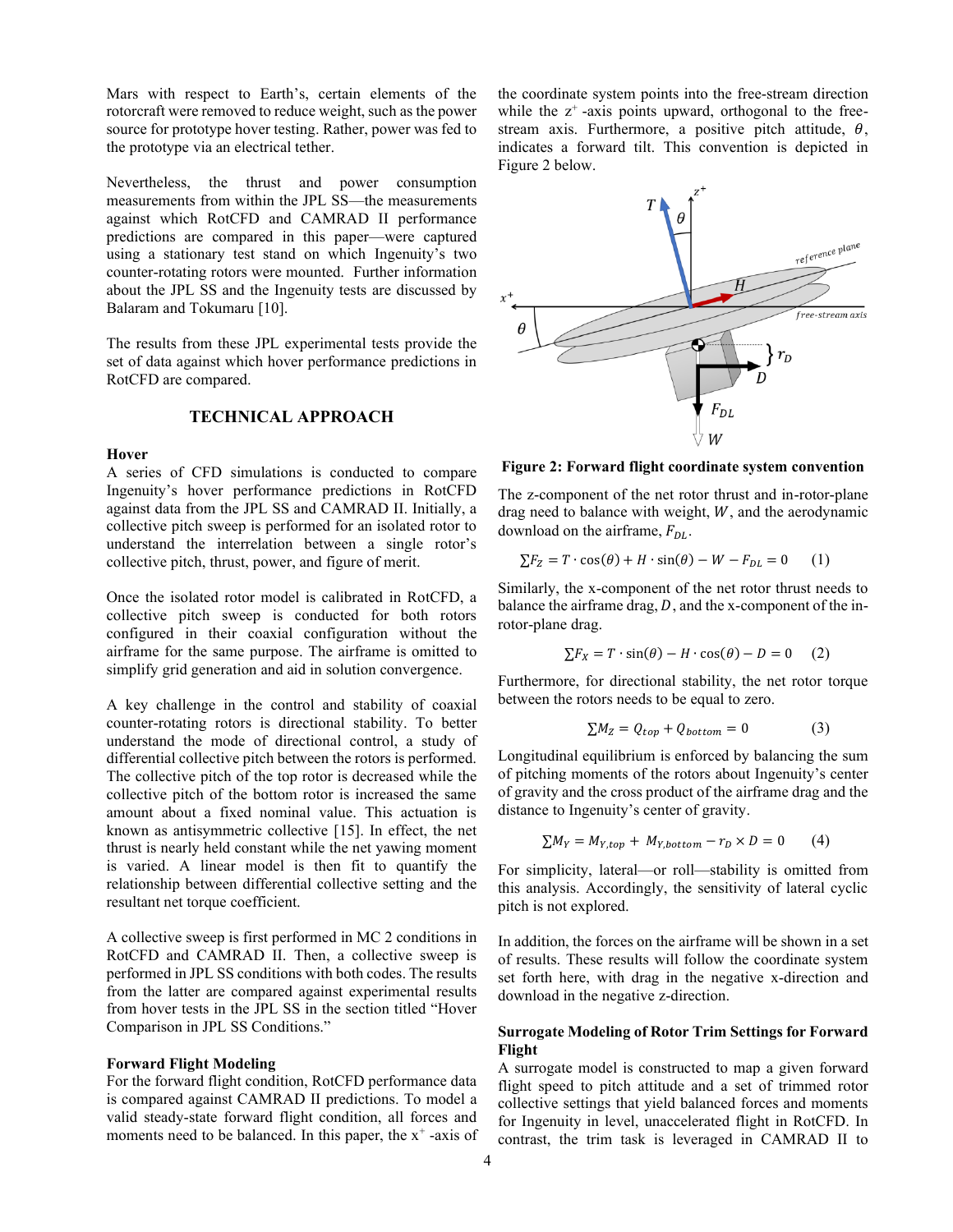Mars with respect to Earth's, certain elements of the rotorcraft were removed to reduce weight, such as the power source for prototype hover testing. Rather, power was fed to the prototype via an electrical tether.

Nevertheless, the thrust and power consumption measurements from within the JPL SS—the measurements against which RotCFD and CAMRAD II performance predictions are compared in this paper—were captured using a stationary test stand on which Ingenuity's two counter-rotating rotors were mounted. Further information about the JPL SS and the Ingenuity tests are discussed by Balaram and Tokumaru [10].

The results from these JPL experimental tests provide the set of data against which hover performance predictions in RotCFD are compared.

## TECHNICAL APPROACH

### Hover

A series of CFD simulations is conducted to compare Ingenuity's hover performance predictions in RotCFD against data from the JPL SS and CAMRAD II. Initially, a collective pitch sweep is performed for an isolated rotor to understand the interrelation between a single rotor's collective pitch, thrust, power, and figure of merit.

Once the isolated rotor model is calibrated in RotCFD, a collective pitch sweep is conducted for both rotors configured in their coaxial configuration without the airframe for the same purpose. The airframe is omitted to simplify grid generation and aid in solution convergence.

A key challenge in the control and stability of coaxial counter-rotating rotors is directional stability. To better understand the mode of directional control, a study of differential collective pitch between the rotors is performed. The collective pitch of the top rotor is decreased while the collective pitch of the bottom rotor is increased the same amount about a fixed nominal value. This actuation is known as antisymmetric collective [15]. In effect, the net thrust is nearly held constant while the net yawing moment is varied. A linear model is then fit to quantify the relationship between differential collective setting and the resultant net torque coefficient.

A collective sweep is first performed in MC 2 conditions in RotCFD and CAMRAD II. Then, a collective sweep is performed in JPL SS conditions with both codes. The results from the latter are compared against experimental results from hover tests in the JPL SS in the section titled "Hover Comparison in JPL SS Conditions."

### Forward Flight Modeling

For the forward flight condition, RotCFD performance data is compared against CAMRAD II predictions. To model a valid steady-state forward flight condition, all forces and moments need to be balanced. In this paper, the $x^+$-axis of the coordinate system points into the free-stream direction while the $z^+$-axis points upward, orthogonal to the free-stream axis. Furthermore, a positive pitch attitude, $\theta$, indicates a forward tilt. This convention is depicted in Figure 2 below.

**Figure 2: Forward flight coordinate system convention**

The z-component of the net rotor thrust and in-rotor-plane drag need to balance with weight, $W$, and the aerodynamic download on the airframe, $F_{DL}$.

$$\sum F_Z = T \cdot \cos(\theta) + H \cdot \sin(\theta) - W - F_{DL} = 0 \qquad (1)$$

Similarly, the x-component of the net rotor thrust needs to balance the airframe drag, $D$, and the x-component of the in-rotor-plane drag.

$$\sum F_X = T \cdot \sin(\theta) - H \cdot \cos(\theta) - D = 0 \qquad (2)$$

Furthermore, for directional stability, the net rotor torque between the rotors needs to be equal to zero.

$$\sum M_Z = Q_{top} + Q_{bottom} = 0 \qquad (3)$$

Longitudinal equilibrium is enforced by balancing the sum of pitching moments of the rotors about Ingenuity's center of gravity and the cross product of the airframe drag and the distance to Ingenuity's center of gravity.

$$\sum M_Y = M_{Y,top} + M_{Y,bottom} - r_D \times D = 0 \qquad (4)$$

For simplicity, lateral—or roll—stability is omitted from this analysis. Accordingly, the sensitivity of lateral cyclic pitch is not explored.

In addition, the forces on the airframe will be shown in a set of results. These results will follow the coordinate system set forth here, with drag in the negative x-direction and download in the negative z-direction.

### Surrogate Modeling of Rotor Trim Settings for Forward Flight

A surrogate model is constructed to map a given forward flight speed to pitch attitude and a set of trimmed rotor collective settings that yield balanced forces and moments for Ingenuity in level, unaccelerated flight in RotCFD. In contrast, the trim task is leveraged in CAMRAD II to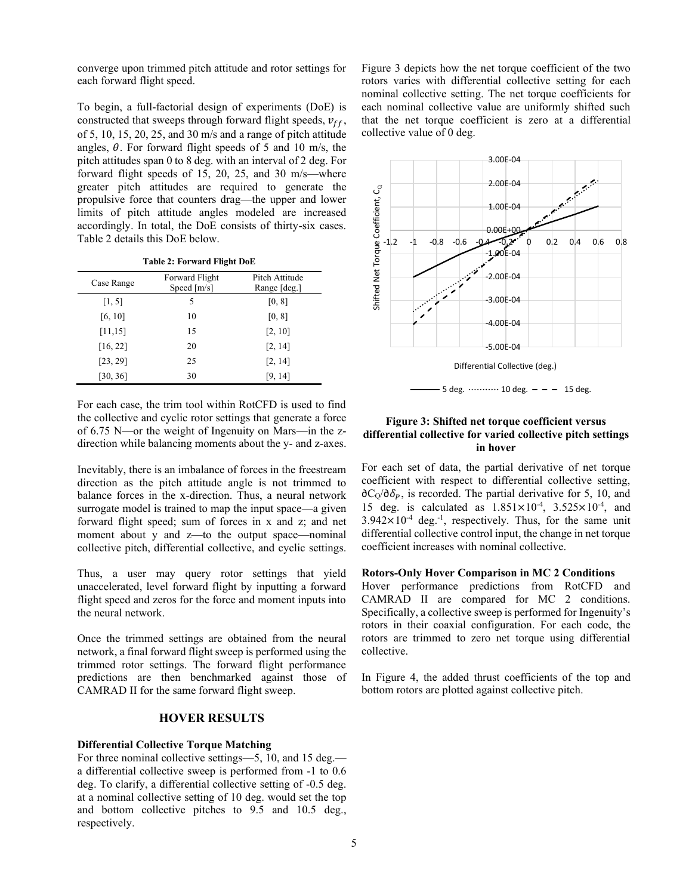converge upon trimmed pitch attitude and rotor settings for each forward flight speed.

To begin, a full-factorial design of experiments (DoE) is constructed that sweeps through forward flight speeds, $v_{ff}$, of 5, 10, 15, 20, 25, and 30 m/s and a range of pitch attitude angles, $\theta$. For forward flight speeds of 5 and 10 m/s, the pitch attitudes span 0 to 8 deg. with an interval of 2 deg. For forward flight speeds of 15, 20, 25, and 30 m/s—where greater pitch attitudes are required to generate the propulsive force that counters drag—the upper and lower limits of pitch attitude angles modeled are increased accordingly. In total, the DoE consists of thirty-six cases. Table 2 details this DoE below.

**Table 2: Forward Flight DoE**

| Case Range | Forward Flight Speed [m/s] | Pitch Attitude Range [deg.] |
|---|---|---|
| [1, 5] | 5 | [0, 8] |
| [6, 10] | 10 | [0, 8] |
| [11,15] | 15 | [2, 10] |
| [16, 22] | 20 | [2, 14] |
| [23, 29] | 25 | [2, 14] |
| [30, 36] | 30 | [9, 14] |

For each case, the trim tool within RotCFD is used to find the collective and cyclic rotor settings that generate a force of 6.75 N—or the weight of Ingenuity on Mars—in the z-direction while balancing moments about the y- and z-axes.

Inevitably, there is an imbalance of forces in the freestream direction as the pitch attitude angle is not trimmed to balance forces in the x-direction. Thus, a neural network surrogate model is trained to map the input space—a given forward flight speed; sum of forces in x and z; and net moment about y and z—to the output space—nominal collective pitch, differential collective, and cyclic settings.

Thus, a user may query rotor settings that yield unaccelerated, level forward flight by inputting a forward flight speed and zeros for the force and moment inputs into the neural network.

Once the trimmed settings are obtained from the neural network, a final forward flight sweep is performed using the trimmed rotor settings. The forward flight performance predictions are then benchmarked against those of CAMRAD II for the same forward flight sweep.

## HOVER RESULTS

### Differential Collective Torque Matching

For three nominal collective settings—5, 10, and 15 deg.—a differential collective sweep is performed from -1 to 0.6 deg. To clarify, a differential collective setting of -0.5 deg. at a nominal collective setting of 10 deg. would set the top and bottom collective pitches to 9.5 and 10.5 deg., respectively.

Figure 3 depicts how the net torque coefficient of the two rotors varies with differential collective setting for each nominal collective setting. The net torque coefficients for each nominal collective value are uniformly shifted such that the net torque coefficient is zero at a differential collective value of 0 deg.

**Figure 3: Shifted net torque coefficient versus differential collective for varied collective pitch settings in hover**

For each set of data, the partial derivative of net torque coefficient with respect to differential collective setting, $\partial C_Q/\partial \delta_P$, is recorded. The partial derivative for 5, 10, and 15 deg. is calculated as $1.851\times10^{-4}$, $3.525\times10^{-4}$, and $3.942\times10^{-4}$ deg.$^{-1}$, respectively. Thus, for the same unit differential collective control input, the change in net torque coefficient increases with nominal collective.

### Rotors-Only Hover Comparison in MC 2 Conditions

Hover performance predictions from RotCFD and CAMRAD II are compared for MC 2 conditions. Specifically, a collective sweep is performed for Ingenuity's rotors in their coaxial configuration. For each code, the rotors are trimmed to zero net torque using differential collective.

In Figure 4, the added thrust coefficients of the top and bottom rotors are plotted against collective pitch.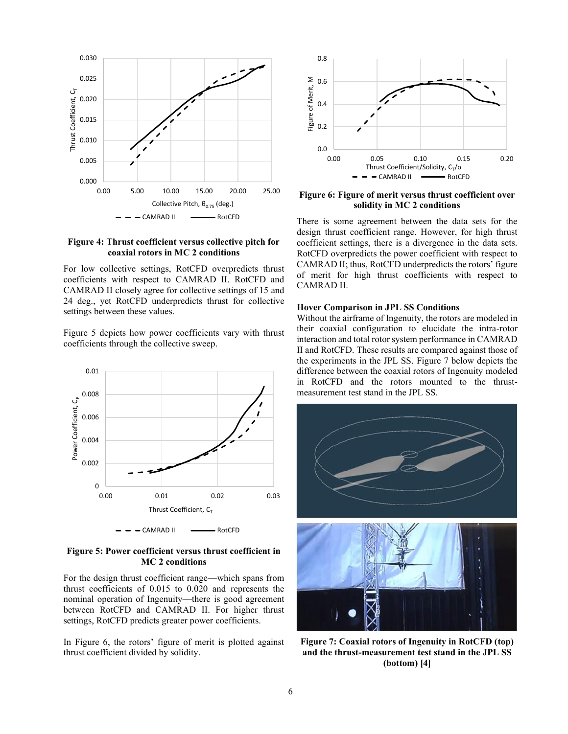**Figure 4: Thrust coefficient versus collective pitch for coaxial rotors in MC 2 conditions**

For low collective settings, RotCFD overpredicts thrust coefficients with respect to CAMRAD II. RotCFD and CAMRAD II closely agree for collective settings of 15 and 24 deg., yet RotCFD underpredicts thrust for collective settings between these values.

Figure 5 depicts how power coefficients vary with thrust coefficients through the collective sweep.

**Figure 5: Power coefficient versus thrust coefficient in MC 2 conditions**

For the design thrust coefficient range—which spans from thrust coefficients of 0.015 to 0.020 and represents the nominal operation of Ingenuity—there is good agreement between RotCFD and CAMRAD II. For higher thrust settings, RotCFD predicts greater power coefficients.

In Figure 6, the rotors' figure of merit is plotted against thrust coefficient divided by solidity.

**Figure 6: Figure of merit versus thrust coefficient over solidity in MC 2 conditions**

There is some agreement between the data sets for the design thrust coefficient range. However, for high thrust coefficient settings, there is a divergence in the data sets. RotCFD overpredicts the power coefficient with respect to CAMRAD II; thus, RotCFD underpredicts the rotors' figure of merit for high thrust coefficients with respect to CAMRAD II.

### Hover Comparison in JPL SS Conditions

Without the airframe of Ingenuity, the rotors are modeled in their coaxial configuration to elucidate the intra-rotor interaction and total rotor system performance in CAMRAD II and RotCFD. These results are compared against those of the experiments in the JPL SS. Figure 7 below depicts the difference between the coaxial rotors of Ingenuity modeled in RotCFD and the rotors mounted to the thrust-measurement test stand in the JPL SS.

**Figure 7: Coaxial rotors of Ingenuity in RotCFD (top) and the thrust-measurement test stand in the JPL SS (bottom) [4]**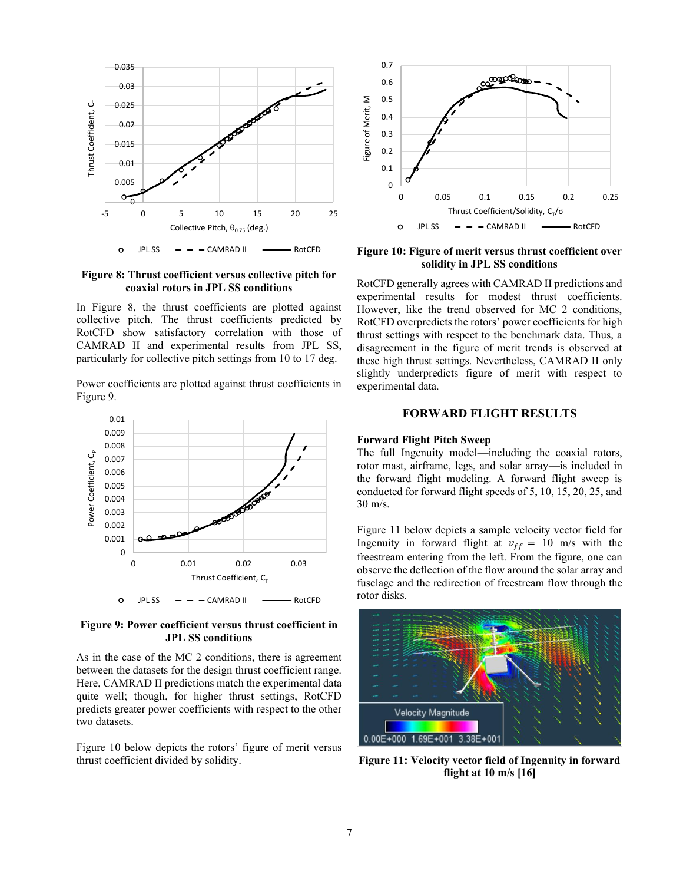Figure 8: Thrust coefficient versus collective pitch for coaxial rotors in JPL SS conditions

In Figure 8, the thrust coefficients are plotted against collective pitch. The thrust coefficients predicted by RotCFD show satisfactory correlation with those of CAMRAD II and experimental results from JPL SS, particularly for collective pitch settings from 10 to 17 deg.

Power coefficients are plotted against thrust coefficients in Figure 9.

Figure 9: Power coefficient versus thrust coefficient in JPL SS conditions

As in the case of the MC 2 conditions, there is agreement between the datasets for the design thrust coefficient range. Here, CAMRAD II predictions match the experimental data quite well; though, for higher thrust settings, RotCFD predicts greater power coefficients with respect to the other two datasets.

Figure 10 below depicts the rotors' figure of merit versus thrust coefficient divided by solidity.

Figure 10: Figure of merit versus thrust coefficient over solidity in JPL SS conditions

RotCFD generally agrees with CAMRAD II predictions and experimental results for modest thrust coefficients. However, like the trend observed for MC 2 conditions, RotCFD overpredicts the rotors' power coefficients for high thrust settings with respect to the benchmark data. Thus, a disagreement in the figure of merit trends is observed at these high thrust settings. Nevertheless, CAMRAD II only slightly underpredicts figure of merit with respect to experimental data.

## FORWARD FLIGHT RESULTS

### Forward Flight Pitch Sweep

The full Ingenuity model—including the coaxial rotors, rotor mast, airframe, legs, and solar array—is included in the forward flight modeling. A forward flight sweep is conducted for forward flight speeds of 5, 10, 15, 20, 25, and 30 m/s.

Figure 11 below depicts a sample velocity vector field for Ingenuity in forward flight at $v_{ff} = 10$ m/s with the freestream entering from the left. From the figure, one can observe the deflection of the flow around the solar array and fuselage and the redirection of freestream flow through the rotor disks.

Figure 11: Velocity vector field of Ingenuity in forward flight at 10 m/s [16]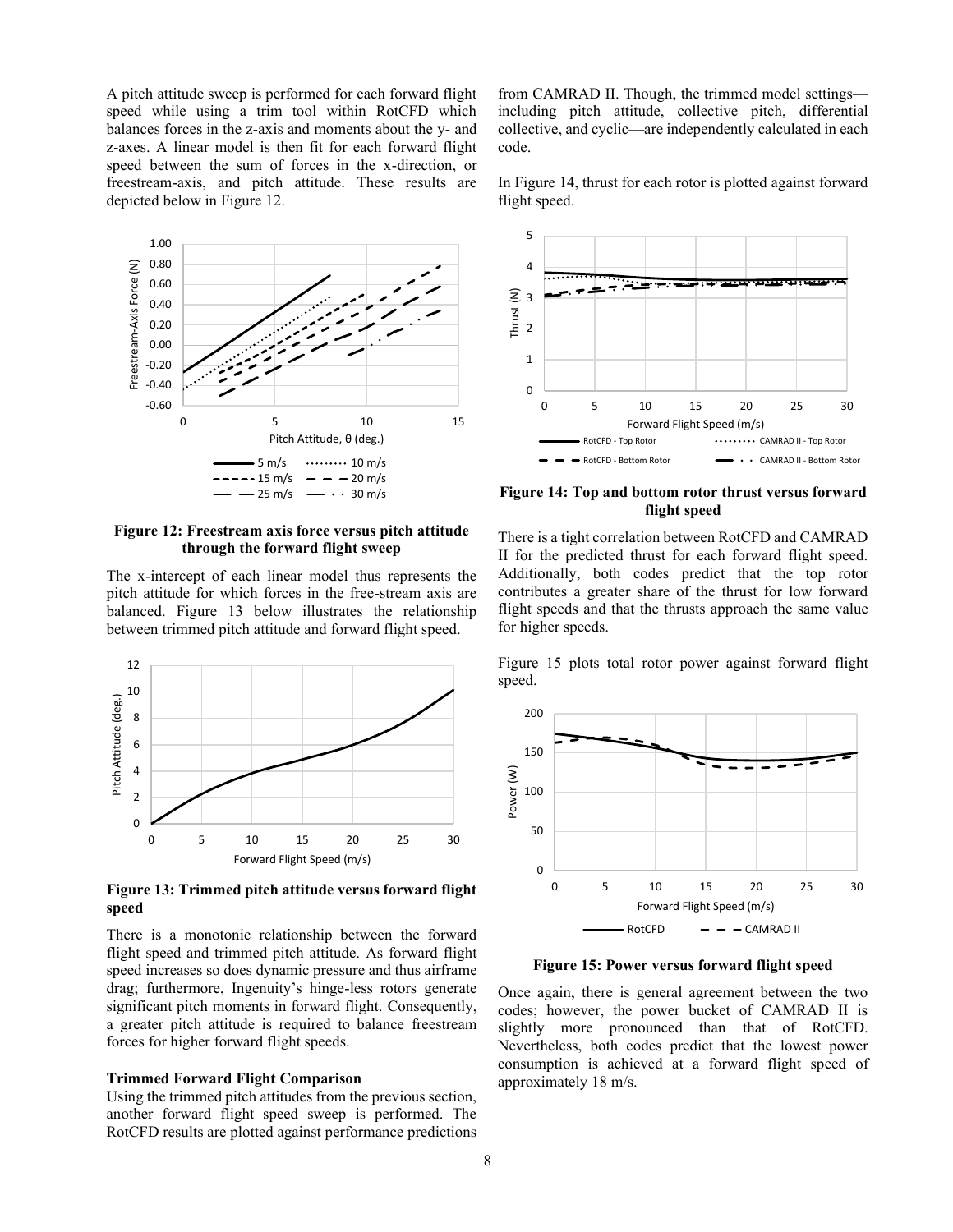A pitch attitude sweep is performed for each forward flight speed while using a trim tool within RotCFD which balances forces in the z-axis and moments about the y- and z-axes. A linear model is then fit for each forward flight speed between the sum of forces in the x-direction, or freestream-axis, and pitch attitude. These results are depicted below in Figure 12.

**Figure 12: Freestream axis force versus pitch attitude through the forward flight sweep**

The x-intercept of each linear model thus represents the pitch attitude for which forces in the free-stream axis are balanced. Figure 13 below illustrates the relationship between trimmed pitch attitude and forward flight speed.

**Figure 13: Trimmed pitch attitude versus forward flight speed**

There is a monotonic relationship between the forward flight speed and trimmed pitch attitude. As forward flight speed increases so does dynamic pressure and thus airframe drag; furthermore, Ingenuity's hinge-less rotors generate significant pitch moments in forward flight. Consequently, a greater pitch attitude is required to balance freestream forces for higher forward flight speeds.

**Trimmed Forward Flight Comparison**

Using the trimmed pitch attitudes from the previous section, another forward flight speed sweep is performed. The RotCFD results are plotted against performance predictions from CAMRAD II. Though, the trimmed model settings—including pitch attitude, collective pitch, differential collective, and cyclic—are independently calculated in each code.

In Figure 14, thrust for each rotor is plotted against forward flight speed.

**Figure 14: Top and bottom rotor thrust versus forward flight speed**

There is a tight correlation between RotCFD and CAMRAD II for the predicted thrust for each forward flight speed. Additionally, both codes predict that the top rotor contributes a greater share of the thrust for low forward flight speeds and that the thrusts approach the same value for higher speeds.

Figure 15 plots total rotor power against forward flight speed.

**Figure 15: Power versus forward flight speed**

Once again, there is general agreement between the two codes; however, the power bucket of CAMRAD II is slightly more pronounced than that of RotCFD. Nevertheless, both codes predict that the lowest power consumption is achieved at a forward flight speed of approximately 18 m/s.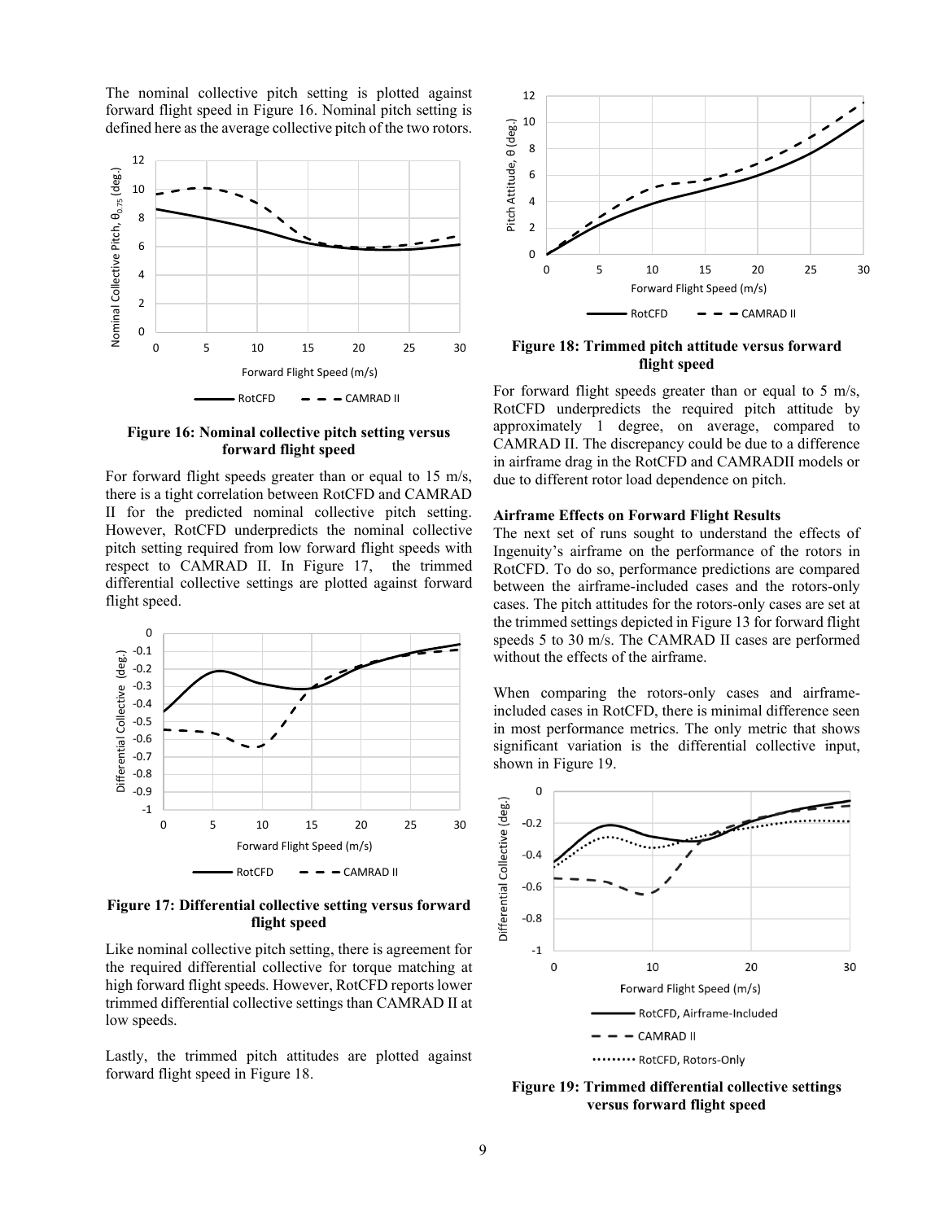The nominal collective pitch setting is plotted against forward flight speed in Figure 16. Nominal pitch setting is defined here as the average collective pitch of the two rotors.

**Figure 16: Nominal collective pitch setting versus forward flight speed**

For forward flight speeds greater than or equal to 15 m/s, there is a tight correlation between RotCFD and CAMRAD II for the predicted nominal collective pitch setting. However, RotCFD underpredicts the nominal collective pitch setting required from low forward flight speeds with respect to CAMRAD II. In Figure 17, the trimmed differential collective settings are plotted against forward flight speed.

**Figure 17: Differential collective setting versus forward flight speed**

Like nominal collective pitch setting, there is agreement for the required differential collective for torque matching at high forward flight speeds. However, RotCFD reports lower trimmed differential collective settings than CAMRAD II at low speeds.

Lastly, the trimmed pitch attitudes are plotted against forward flight speed in Figure 18.

**Figure 18: Trimmed pitch attitude versus forward flight speed**

For forward flight speeds greater than or equal to 5 m/s, RotCFD underpredicts the required pitch attitude by approximately 1 degree, on average, compared to CAMRAD II. The discrepancy could be due to a difference in airframe drag in the RotCFD and CAMRADII models or due to different rotor load dependence on pitch.

**Airframe Effects on Forward Flight Results**

The next set of runs sought to understand the effects of Ingenuity's airframe on the performance of the rotors in RotCFD. To do so, performance predictions are compared between the airframe-included cases and the rotors-only cases. The pitch attitudes for the rotors-only cases are set at the trimmed settings depicted in Figure 13 for forward flight speeds 5 to 30 m/s. The CAMRAD II cases are performed without the effects of the airframe.

When comparing the rotors-only cases and airframe-included cases in RotCFD, there is minimal difference seen in most performance metrics. The only metric that shows significant variation is the differential collective input, shown in Figure 19.

**Figure 19: Trimmed differential collective settings versus forward flight speed**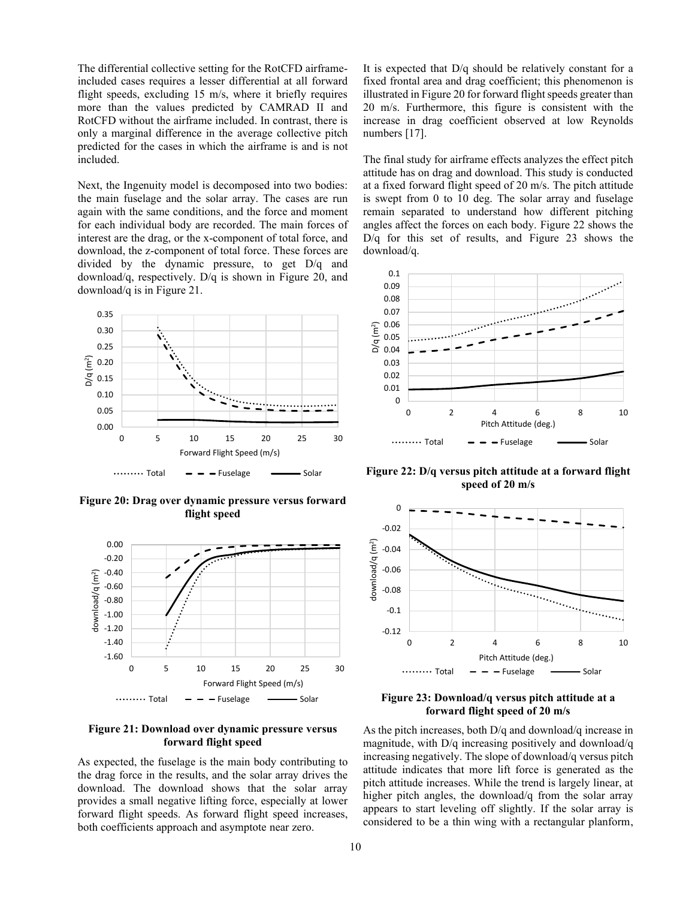The differential collective setting for the RotCFD airframe-included cases requires a lesser differential at all forward flight speeds, excluding 15 m/s, where it briefly requires more than the values predicted by CAMRAD II and RotCFD without the airframe included. In contrast, there is only a marginal difference in the average collective pitch predicted for the cases in which the airframe is and is not included.

Next, the Ingenuity model is decomposed into two bodies: the main fuselage and the solar array. The cases are run again with the same conditions, and the force and moment for each individual body are recorded. The main forces of interest are the drag, or the x-component of total force, and download, the z-component of total force. These forces are divided by the dynamic pressure, to get D/q and download/q, respectively. D/q is shown in Figure 20, and download/q is in Figure 21.

**Figure 20: Drag over dynamic pressure versus forward flight speed**

**Figure 21: Download over dynamic pressure versus forward flight speed**

As expected, the fuselage is the main body contributing to the drag force in the results, and the solar array drives the download. The download shows that the solar array provides a small negative lifting force, especially at lower forward flight speeds. As forward flight speed increases, both coefficients approach and asymptote near zero.

It is expected that D/q should be relatively constant for a fixed frontal area and drag coefficient; this phenomenon is illustrated in Figure 20 for forward flight speeds greater than 20 m/s. Furthermore, this figure is consistent with the increase in drag coefficient observed at low Reynolds numbers [17].

The final study for airframe effects analyzes the effect pitch attitude has on drag and download. This study is conducted at a fixed forward flight speed of 20 m/s. The pitch attitude is swept from 0 to 10 deg. The solar array and fuselage remain separated to understand how different pitching angles affect the forces on each body. Figure 22 shows the D/q for this set of results, and Figure 23 shows the download/q.

**Figure 22: D/q versus pitch attitude at a forward flight speed of 20 m/s**

**Figure 23: Download/q versus pitch attitude at a forward flight speed of 20 m/s**

As the pitch increases, both D/q and download/q increase in magnitude, with D/q increasing positively and download/q increasing negatively. The slope of download/q versus pitch attitude indicates that more lift force is generated as the pitch attitude increases. While the trend is largely linear, at higher pitch angles, the download/q from the solar array appears to start leveling off slightly. If the solar array is considered to be a thin wing with a rectangular planform,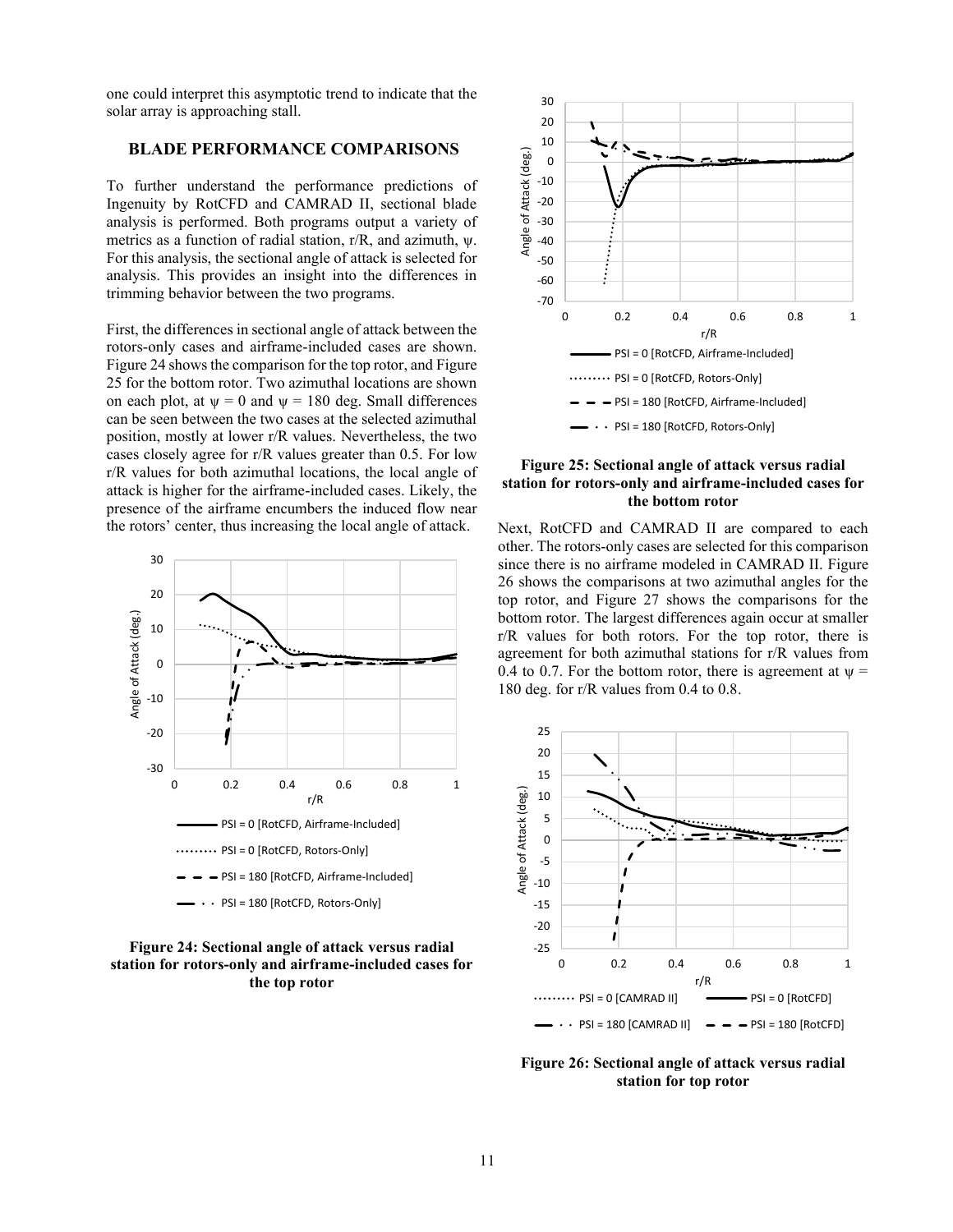one could interpret this asymptotic trend to indicate that the solar array is approaching stall.

## BLADE PERFORMANCE COMPARISONS

To further understand the performance predictions of Ingenuity by RotCFD and CAMRAD II, sectional blade analysis is performed. Both programs output a variety of metrics as a function of radial station, r/R, and azimuth, ψ. For this analysis, the sectional angle of attack is selected for analysis. This provides an insight into the differences in trimming behavior between the two programs.

First, the differences in sectional angle of attack between the rotors-only cases and airframe-included cases are shown. Figure 24 shows the comparison for the top rotor, and Figure 25 for the bottom rotor. Two azimuthal locations are shown on each plot, at ψ = 0 and ψ = 180 deg. Small differences can be seen between the two cases at the selected azimuthal position, mostly at lower r/R values. Nevertheless, the two cases closely agree for r/R values greater than 0.5. For low r/R values for both azimuthal locations, the local angle of attack is higher for the airframe-included cases. Likely, the presence of the airframe encumbers the induced flow near the rotors' center, thus increasing the local angle of attack.

**Figure 24: Sectional angle of attack versus radial station for rotors-only and airframe-included cases for the top rotor**

**Figure 25: Sectional angle of attack versus radial station for rotors-only and airframe-included cases for the bottom rotor**

Next, RotCFD and CAMRAD II are compared to each other. The rotors-only cases are selected for this comparison since there is no airframe modeled in CAMRAD II. Figure 26 shows the comparisons at two azimuthal angles for the top rotor, and Figure 27 shows the comparisons for the bottom rotor. The largest differences again occur at smaller r/R values for both rotors. For the top rotor, there is agreement for both azimuthal stations for r/R values from 0.4 to 0.7. For the bottom rotor, there is agreement at ψ = 180 deg. for r/R values from 0.4 to 0.8.

**Figure 26: Sectional angle of attack versus radial station for top rotor**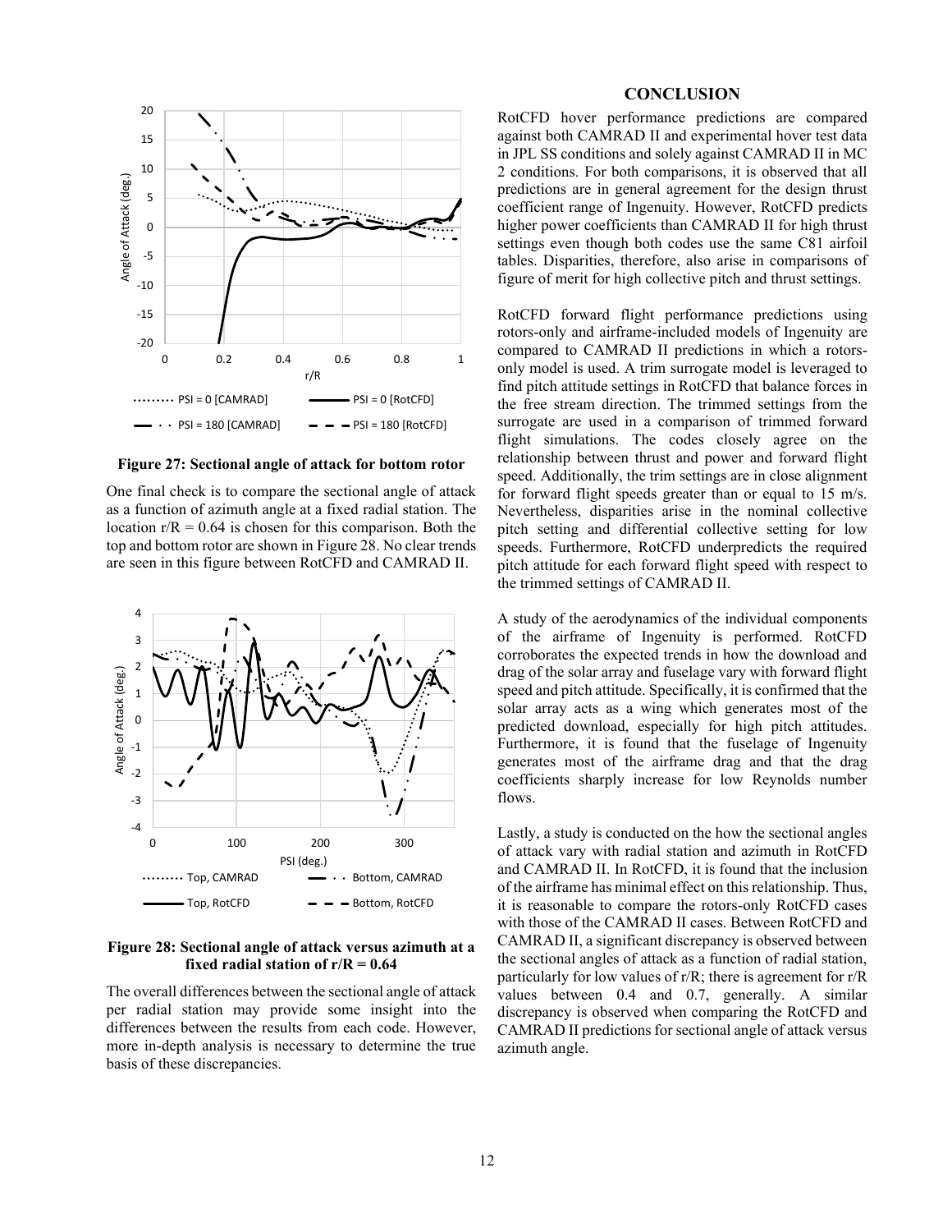Figure 27: Sectional angle of attack for bottom rotor

One final check is to compare the sectional angle of attack as a function of azimuth angle at a fixed radial station. The location r/R = 0.64 is chosen for this comparison. Both the top and bottom rotor are shown in Figure 28. No clear trends are seen in this figure between RotCFD and CAMRAD II.

Figure 28: Sectional angle of attack versus azimuth at a fixed radial station of r/R = 0.64

The overall differences between the sectional angle of attack per radial station may provide some insight into the differences between the results from each code. However, more in-depth analysis is necessary to determine the true basis of these discrepancies.

## CONCLUSION

RotCFD hover performance predictions are compared against both CAMRAD II and experimental hover test data in JPL SS conditions and solely against CAMRAD II in MC 2 conditions. For both comparisons, it is observed that all predictions are in general agreement for the design thrust coefficient range of Ingenuity. However, RotCFD predicts higher power coefficients than CAMRAD II for high thrust settings even though both codes use the same C81 airfoil tables. Disparities, therefore, also arise in comparisons of figure of merit for high collective pitch and thrust settings.

RotCFD forward flight performance predictions using rotors-only and airframe-included models of Ingenuity are compared to CAMRAD II predictions in which a rotors-only model is used. A trim surrogate model is leveraged to find pitch attitude settings in RotCFD that balance forces in the free stream direction. The trimmed settings from the surrogate are used in a comparison of trimmed forward flight simulations. The codes closely agree on the relationship between thrust and power and forward flight speed. Additionally, the trim settings are in close alignment for forward flight speeds greater than or equal to 15 m/s. Nevertheless, disparities arise in the nominal collective pitch setting and differential collective setting for low speeds. Furthermore, RotCFD underpredicts the required pitch attitude for each forward flight speed with respect to the trimmed settings of CAMRAD II.

A study of the aerodynamics of the individual components of the airframe of Ingenuity is performed. RotCFD corroborates the expected trends in how the download and drag of the solar array and fuselage vary with forward flight speed and pitch attitude. Specifically, it is confirmed that the solar array acts as a wing which generates most of the predicted download, especially for high pitch attitudes. Furthermore, it is found that the fuselage of Ingenuity generates most of the airframe drag and that the drag coefficients sharply increase for low Reynolds number flows.

Lastly, a study is conducted on the how the sectional angles of attack vary with radial station and azimuth in RotCFD and CAMRAD II. In RotCFD, it is found that the inclusion of the airframe has minimal effect on this relationship. Thus, it is reasonable to compare the rotors-only RotCFD cases with those of the CAMRAD II cases. Between RotCFD and CAMRAD II, a significant discrepancy is observed between the sectional angles of attack as a function of radial station, particularly for low values of r/R; there is agreement for r/R values between 0.4 and 0.7, generally. A similar discrepancy is observed when comparing the RotCFD and CAMRAD II predictions for sectional angle of attack versus azimuth angle.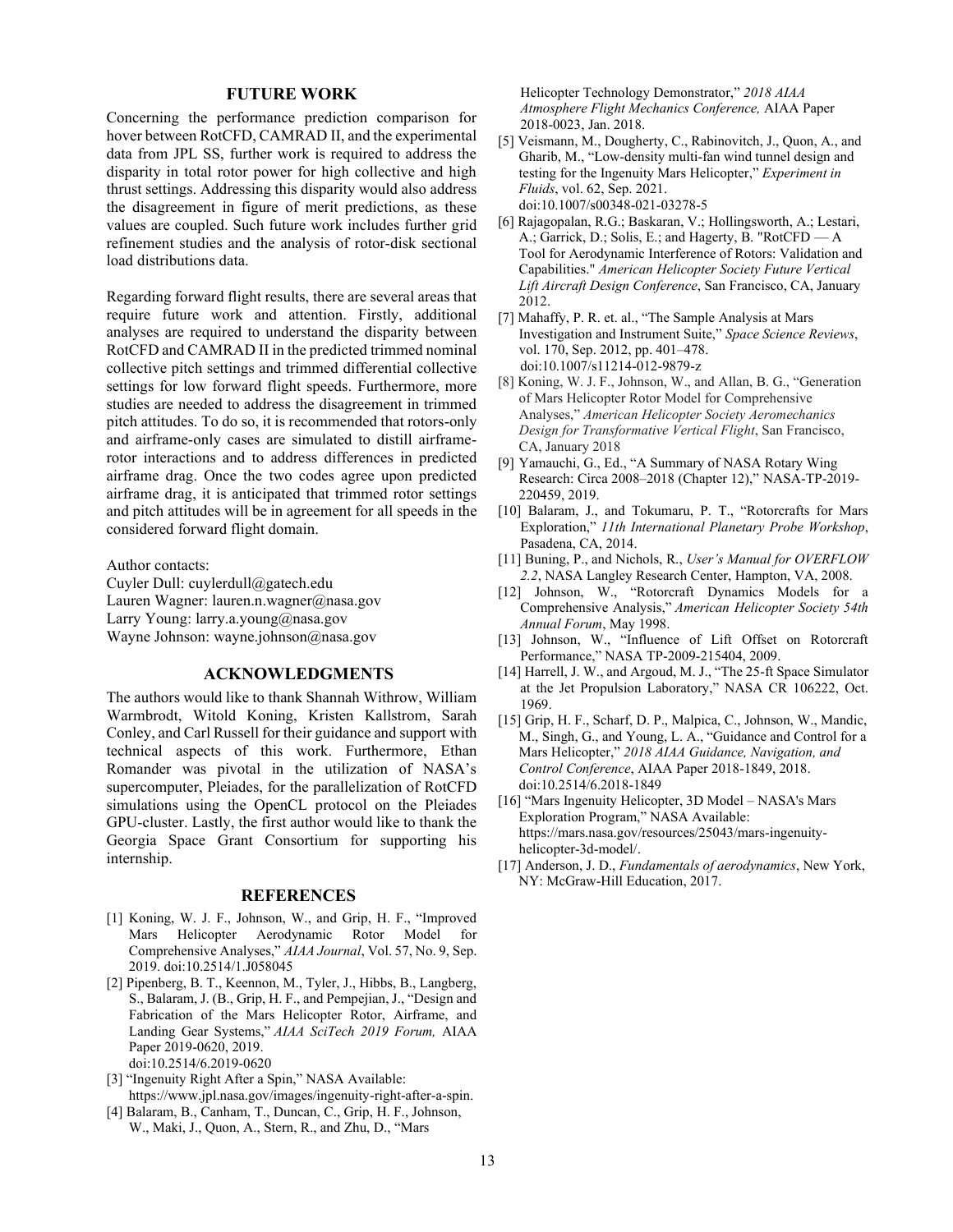## FUTURE WORK

Concerning the performance prediction comparison for hover between RotCFD, CAMRAD II, and the experimental data from JPL SS, further work is required to address the disparity in total rotor power for high collective and high thrust settings. Addressing this disparity would also address the disagreement in figure of merit predictions, as these values are coupled. Such future work includes further grid refinement studies and the analysis of rotor-disk sectional load distributions data.

Regarding forward flight results, there are several areas that require future work and attention. Firstly, additional analyses are required to understand the disparity between RotCFD and CAMRAD II in the predicted trimmed nominal collective pitch settings and trimmed differential collective settings for low forward flight speeds. Furthermore, more studies are needed to address the disagreement in trimmed pitch attitudes. To do so, it is recommended that rotors-only and airframe-only cases are simulated to distill airframe-rotor interactions and to address differences in predicted airframe drag. Once the two codes agree upon predicted airframe drag, it is anticipated that trimmed rotor settings and pitch attitudes will be in agreement for all speeds in the considered forward flight domain.

Author contacts:
Cuyler Dull: cuylerdull@gatech.edu
Lauren Wagner: lauren.n.wagner@nasa.gov
Larry Young: larry.a.young@nasa.gov
Wayne Johnson: wayne.johnson@nasa.gov

## ACKNOWLEDGMENTS

The authors would like to thank Shannah Withrow, William Warmbrodt, Witold Koning, Kristen Kallstrom, Sarah Conley, and Carl Russell for their guidance and support with technical aspects of this work. Furthermore, Ethan Romander was pivotal in the utilization of NASA's supercomputer, Pleiades, for the parallelization of RotCFD simulations using the OpenCL protocol on the Pleiades GPU-cluster. Lastly, the first author would like to thank the Georgia Space Grant Consortium for supporting his internship.

## REFERENCES

[1] Koning, W. J. F., Johnson, W., and Grip, H. F., "Improved Mars Helicopter Aerodynamic Rotor Model for Comprehensive Analyses," *AIAA Journal*, Vol. 57, No. 9, Sep. 2019. doi:10.2514/1.J058045

[2] Pipenberg, B. T., Keennon, M., Tyler, J., Hibbs, B., Langberg, S., Balaram, J. (B., Grip, H. F., and Pempejian, J., "Design and Fabrication of the Mars Helicopter Rotor, Airframe, and Landing Gear Systems," *AIAA SciTech 2019 Forum,* AIAA Paper 2019-0620, 2019. doi:10.2514/6.2019-0620

[3] "Ingenuity Right After a Spin," NASA Available: https://www.jpl.nasa.gov/images/ingenuity-right-after-a-spin.

[4] Balaram, B., Canham, T., Duncan, C., Grip, H. F., Johnson, W., Maki, J., Quon, A., Stern, R., and Zhu, D., "Mars Helicopter Technology Demonstrator," *2018 AIAA Atmosphere Flight Mechanics Conference,* AIAA Paper 2018-0023, Jan. 2018.

[5] Veismann, M., Dougherty, C., Rabinovitch, J., Quon, A., and Gharib, M., "Low-density multi-fan wind tunnel design and testing for the Ingenuity Mars Helicopter," *Experiment in Fluids*, vol. 62, Sep. 2021. doi:10.1007/s00348-021-03278-5

[6] Rajagopalan, R.G.; Baskaran, V.; Hollingsworth, A.; Lestari, A.; Garrick, D.; Solis, E.; and Hagerty, B. "RotCFD — A Tool for Aerodynamic Interference of Rotors: Validation and Capabilities." *American Helicopter Society Future Vertical Lift Aircraft Design Conference*, San Francisco, CA, January 2012.

[7] Mahaffy, P. R. et. al., "The Sample Analysis at Mars Investigation and Instrument Suite," *Space Science Reviews*, vol. 170, Sep. 2012, pp. 401–478. doi:10.1007/s11214-012-9879-z

[8] Koning, W. J. F., Johnson, W., and Allan, B. G., "Generation of Mars Helicopter Rotor Model for Comprehensive Analyses," *American Helicopter Society Aeromechanics Design for Transformative Vertical Flight*, San Francisco, CA, January 2018

[9] Yamauchi, G., Ed., "A Summary of NASA Rotary Wing Research: Circa 2008–2018 (Chapter 12)," NASA-TP-2019-220459, 2019.

[10] Balaram, J., and Tokumaru, P. T., "Rotorcrafts for Mars Exploration," *11th International Planetary Probe Workshop*, Pasadena, CA, 2014.

[11] Buning, P., and Nichols, R., *User's Manual for OVERFLOW 2.2*, NASA Langley Research Center, Hampton, VA, 2008.

[12] Johnson, W., "Rotorcraft Dynamics Models for a Comprehensive Analysis," *American Helicopter Society 54th Annual Forum*, May 1998.

[13] Johnson, W., "Influence of Lift Offset on Rotorcraft Performance," NASA TP-2009-215404, 2009.

[14] Harrell, J. W., and Argoud, M. J., "The 25-ft Space Simulator at the Jet Propulsion Laboratory," NASA CR 106222, Oct. 1969.

[15] Grip, H. F., Scharf, D. P., Malpica, C., Johnson, W., Mandic, M., Singh, G., and Young, L. A., "Guidance and Control for a Mars Helicopter," *2018 AIAA Guidance, Navigation, and Control Conference*, AIAA Paper 2018-1849, 2018. doi:10.2514/6.2018-1849

[16] "Mars Ingenuity Helicopter, 3D Model – NASA's Mars Exploration Program," NASA Available: https://mars.nasa.gov/resources/25043/mars-ingenuity-helicopter-3d-model/.

[17] Anderson, J. D., *Fundamentals of aerodynamics*, New York, NY: McGraw-Hill Education, 2017.